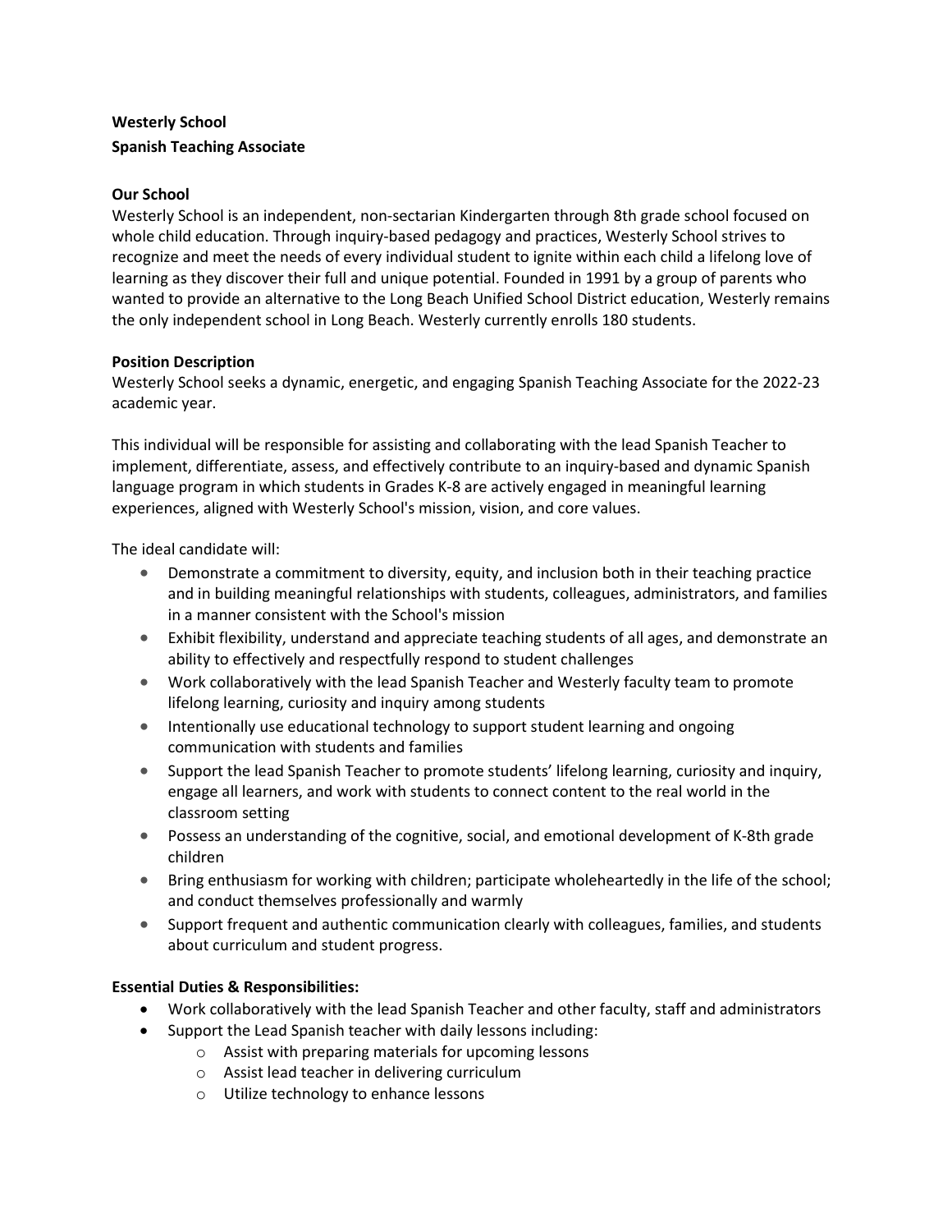**Westerly School**
**Spanish Teaching Associate**

**Our School**
Westerly School is an independent, non-sectarian Kindergarten through 8th grade school focused on whole child education. Through inquiry-based pedagogy and practices, Westerly School strives to recognize and meet the needs of every individual student to ignite within each child a lifelong love of learning as they discover their full and unique potential. Founded in 1991 by a group of parents who wanted to provide an alternative to the Long Beach Unified School District education, Westerly remains the only independent school in Long Beach. Westerly currently enrolls 180 students.

**Position Description**
Westerly School seeks a dynamic, energetic, and engaging Spanish Teaching Associate for the 2022-23 academic year.

This individual will be responsible for assisting and collaborating with the lead Spanish Teacher to implement, differentiate, assess, and effectively contribute to an inquiry-based and dynamic Spanish language program in which students in Grades K-8 are actively engaged in meaningful learning experiences, aligned with Westerly School's mission, vision, and core values.

The ideal candidate will:

- Demonstrate a commitment to diversity, equity, and inclusion both in their teaching practice and in building meaningful relationships with students, colleagues, administrators, and families in a manner consistent with the School's mission
- Exhibit flexibility, understand and appreciate teaching students of all ages, and demonstrate an ability to effectively and respectfully respond to student challenges
- Work collaboratively with the lead Spanish Teacher and Westerly faculty team to promote lifelong learning, curiosity and inquiry among students
- Intentionally use educational technology to support student learning and ongoing communication with students and families
- Support the lead Spanish Teacher to promote students' lifelong learning, curiosity and inquiry, engage all learners, and work with students to connect content to the real world in the classroom setting
- Possess an understanding of the cognitive, social, and emotional development of K-8th grade children
- Bring enthusiasm for working with children; participate wholeheartedly in the life of the school; and conduct themselves professionally and warmly
- Support frequent and authentic communication clearly with colleagues, families, and students about curriculum and student progress.

**Essential Duties & Responsibilities:**

- Work collaboratively with the lead Spanish Teacher and other faculty, staff and administrators
- Support the Lead Spanish teacher with daily lessons including:
  - Assist with preparing materials for upcoming lessons
  - Assist lead teacher in delivering curriculum
  - Utilize technology to enhance lessons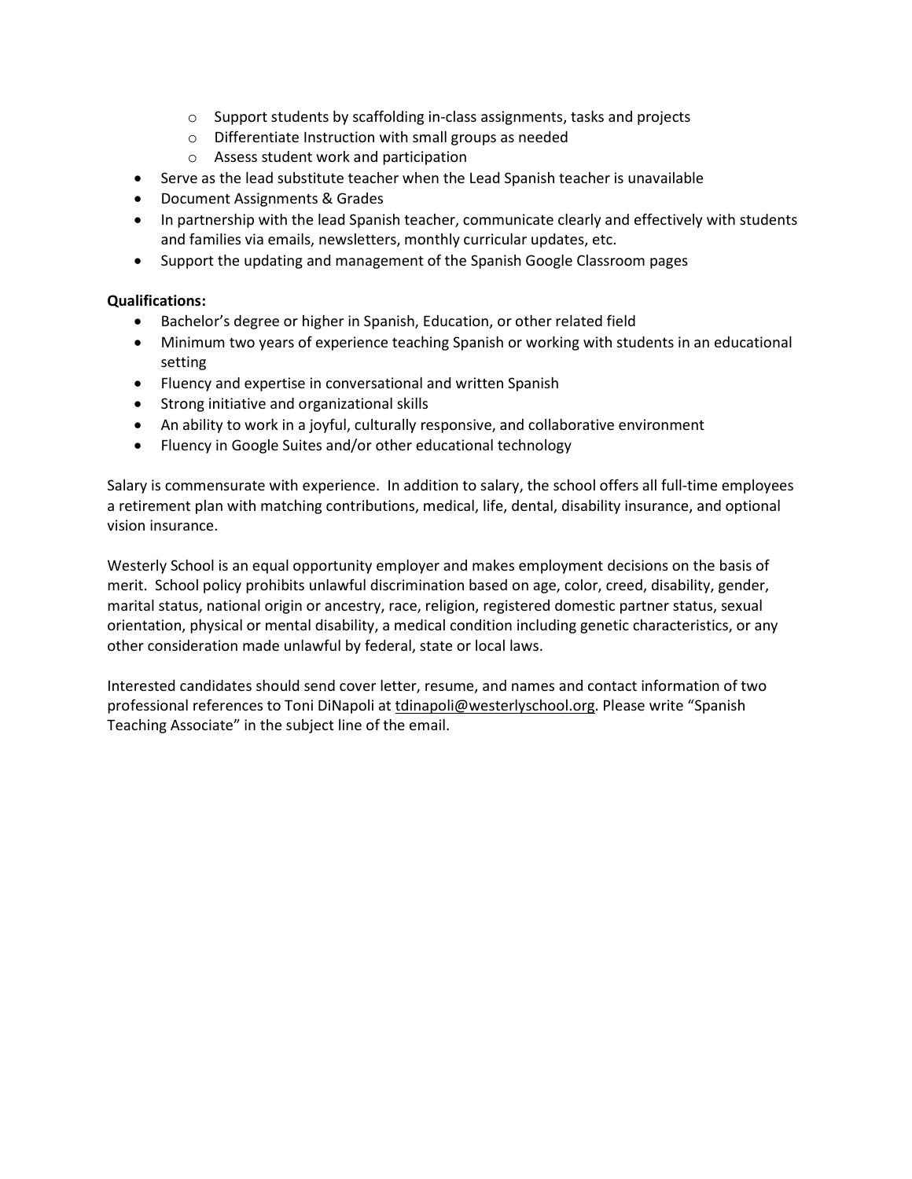- Support students by scaffolding in-class assignments, tasks and projects
    - Differentiate Instruction with small groups as needed
    - Assess student work and participation
- Serve as the lead substitute teacher when the Lead Spanish teacher is unavailable
- Document Assignments & Grades
- In partnership with the lead Spanish teacher, communicate clearly and effectively with students and families via emails, newsletters, monthly curricular updates, etc.
- Support the updating and management of the Spanish Google Classroom pages

**Qualifications:**

- Bachelor's degree or higher in Spanish, Education, or other related field
- Minimum two years of experience teaching Spanish or working with students in an educational setting
- Fluency and expertise in conversational and written Spanish
- Strong initiative and organizational skills
- An ability to work in a joyful, culturally responsive, and collaborative environment
- Fluency in Google Suites and/or other educational technology

Salary is commensurate with experience. In addition to salary, the school offers all full-time employees a retirement plan with matching contributions, medical, life, dental, disability insurance, and optional vision insurance.

Westerly School is an equal opportunity employer and makes employment decisions on the basis of merit. School policy prohibits unlawful discrimination based on age, color, creed, disability, gender, marital status, national origin or ancestry, race, religion, registered domestic partner status, sexual orientation, physical or mental disability, a medical condition including genetic characteristics, or any other consideration made unlawful by federal, state or local laws.

Interested candidates should send cover letter, resume, and names and contact information of two professional references to Toni DiNapoli at tdinapoli@westerlyschool.org. Please write "Spanish Teaching Associate" in the subject line of the email.